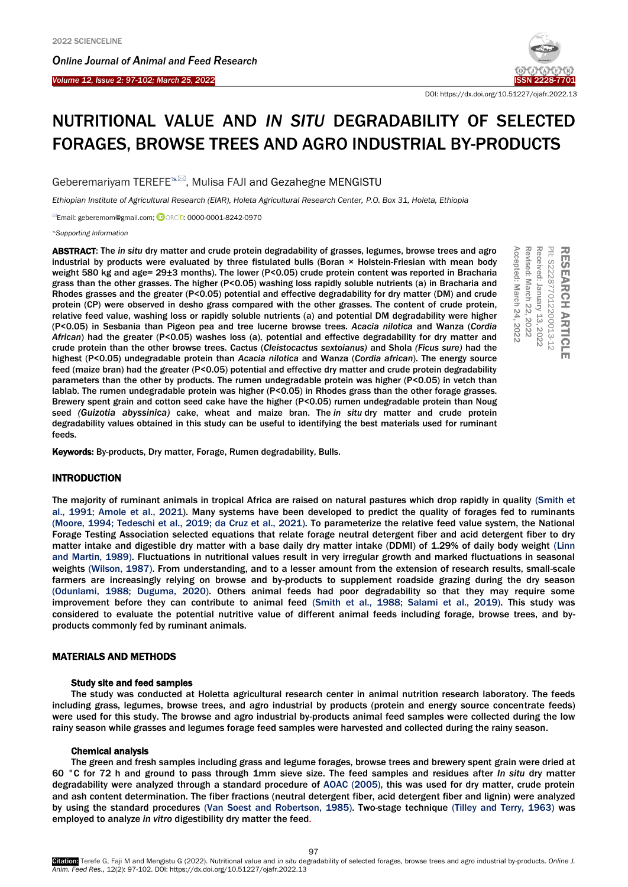DOI: https://dx.doi.org/10.51227/ojafr.2022.13

# NUTRITIONAL VALUE AND *IN SITU* DEGRADABILITY OF SELECTED FORAGES, BROWSE TREES AND AGRO INDUSTRIAL BY-PRODUCTS

Geberemariyam TEREFE, Mulisa FAJI and Gezahegne MENGISTU

*Ethiopian Institute of Agricultural Research (EIAR), Holeta Agricultural Research Center, P.O. Box 31, Holeta, Ethiopia*

Email: geberemom@gmail.com; ORCID: 0000-0001-8242-0970

*Supporting Information*

RESEARCH ARTICLE
PII: S222877012200013-12
Received: January 13, 2022
Revised: March 22, 2022
Accepted: March 24, 2022

**ABSTRACT**: The *in situ* dry matter and crude protein degradability of grasses, legumes, browse trees and agro industrial by products were evaluated by three fistulated bulls (Boran × Holstein-Friesian with mean body weight 580 kg and age= 29±3 months). The lower (P<0.05) crude protein content was reported in Bracharia grass than the other grasses. The higher (P<0.05) washing loss rapidly soluble nutrients (a) in Bracharia and Rhodes grasses and the greater (P<0.05) potential and effective degradability for dry matter (DM) and crude protein (CP) were observed in desho grass compared with the other grasses. The content of crude protein, relative feed value, washing loss or rapidly soluble nutrients (a) and potential DM degradability were higher (P<0.05) in Sesbania than Pigeon pea and tree lucerne browse trees. *Acacia nilotica* and Wanza (*Cordia African*) had the greater (P<0.05) washes loss (a), potential and effective degradability for dry matter and crude protein than the other browse trees. Cactus (*Cleistocactus sextoianus)* and Shola *(Ficus sure)* had the highest (P<0.05) undegradable protein than *Acacia nilotica* and Wanza (*Cordia african*). The energy source feed (maize bran) had the greater (P<0.05) potential and effective dry matter and crude protein degradability parameters than the other by products. The rumen undegradable protein was higher (P<0.05) in vetch than lablab. The rumen undegradable protein was higher (P<0.05) in Rhodes grass than the other forage grasses. Brewery spent grain and cotton seed cake have the higher (P<0.05) rumen undegradable protein than Noug seed *(Guizotia abyssinica)* cake, wheat and maize bran. The *in situ* dry matter and crude protein degradability values obtained in this study can be useful to identifying the best materials used for ruminant feeds.

**Keywords:** By-products, Dry matter, Forage, Rumen degradability, Bulls.

## INTRODUCTION

The majority of ruminant animals in tropical Africa are raised on natural pastures which drop rapidly in quality (Smith et al., 1991; Amole et al., 2021). Many systems have been developed to predict the quality of forages fed to ruminants (Moore, 1994; Tedeschi et al., 2019; da Cruz et al., 2021). To parameterize the relative feed value system, the National Forage Testing Association selected equations that relate forage neutral detergent fiber and acid detergent fiber to dry matter intake and digestible dry matter with a base daily dry matter intake (DDMI) of 1.29% of daily body weight (Linn and Martin, 1989). Fluctuations in nutritional values result in very irregular growth and marked fluctuations in seasonal weights (Wilson, 1987). From understanding, and to a lesser amount from the extension of research results, small-scale farmers are increasingly relying on browse and by-products to supplement roadside grazing during the dry season (Odunlami, 1988; Duguma, 2020). Others animal feeds had poor degradability so that they may require some improvement before they can contribute to animal feed (Smith et al., 1988; Salami et al., 2019). This study was considered to evaluate the potential nutritive value of different animal feeds including forage, browse trees, and by-products commonly fed by ruminant animals.

## MATERIALS AND METHODS

### Study site and feed samples

The study was conducted at Holetta agricultural research center in animal nutrition research laboratory. The feeds including grass, legumes, browse trees, and agro industrial by products (protein and energy source concentrate feeds) were used for this study. The browse and agro industrial by-products animal feed samples were collected during the low rainy season while grasses and legumes forage feed samples were harvested and collected during the rainy season.

### Chemical analysis

The green and fresh samples including grass and legume forages, browse trees and brewery spent grain were dried at 60 °C for 72 h and ground to pass through 1mm sieve size. The feed samples and residues after *In situ* dry matter degradability were analyzed through a standard procedure of AOAC (2005), this was used for dry matter, crude protein and ash content determination. The fiber fractions (neutral detergent fiber, acid detergent fiber and lignin) were analyzed by using the standard procedures (Van Soest and Robertson, 1985). Two-stage technique (Tilley and Terry, 1963) was employed to analyze *in vitro* digestibility dry matter the feed.

**Citation:** Terefe G, Faji M and Mengistu G (2022). Nutritional value and *in situ* degradability of selected forages, browse trees and agro industrial by-products. *Online J. Anim. Feed Res.*, 12(2): 97-102. DOI: https://dx.doi.org/10.51227/ojafr.2022.13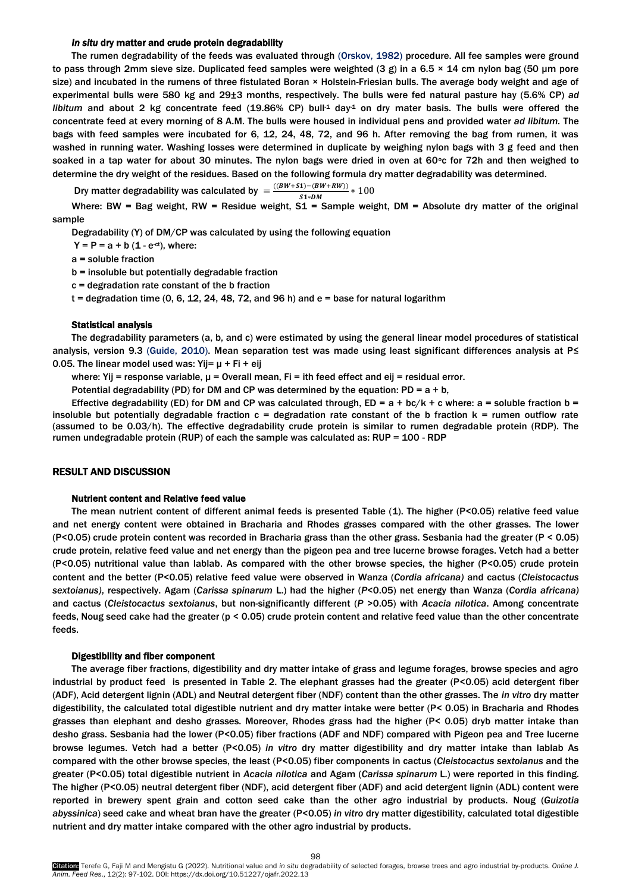### *In situ* dry matter and crude protein degradability

The rumen degradability of the feeds was evaluated through (Orskov, 1982) procedure. All fee samples were ground to pass through 2mm sieve size. Duplicated feed samples were weighted (3 g) in a 6.5 × 14 cm nylon bag (50 μm pore size) and incubated in the rumens of three fistulated Boran × Holstein-Friesian bulls. The average body weight and age of experimental bulls were 580 kg and 29±3 months, respectively. The bulls were fed natural pasture hay (5.6% CP) *ad libitum* and about 2 kg concentrate feed (19.86% CP) bull$^{-1}$ day$^{-1}$ on dry mater basis. The bulls were offered the concentrate feed at every morning of 8 A.M. The bulls were housed in individual pens and provided water *ad libitum*. The bags with feed samples were incubated for 6, 12, 24, 48, 72, and 96 h. After removing the bag from rumen, it was washed in running water. Washing losses were determined in duplicate by weighing nylon bags with 3 g feed and then soaked in a tap water for about 30 minutes. The nylon bags were dried in oven at 60°c for 72h and then weighed to determine the dry weight of the residues. Based on the following formula dry matter degradability was determined.

Dry matter degradability was calculated by $= \frac{((BW+S1)-(BW+RW))}{S1*DM} * 100$

Where: BW = Bag weight, RW = Residue weight, S1 = Sample weight, DM = Absolute dry matter of the original sample

Degradability (Y) of DM/CP was calculated by using the following equation

$Y = P = a + b\,(1 - e^{-ct})$, where:

a = soluble fraction

b = insoluble but potentially degradable fraction

c = degradation rate constant of the b fraction

t = degradation time (0, 6, 12, 24, 48, 72, and 96 h) and e = base for natural logarithm

### Statistical analysis

The degradability parameters (a, b, and c) were estimated by using the general linear model procedures of statistical analysis, version 9.3 (Guide, 2010). Mean separation test was made using least significant differences analysis at P≤ 0.05. The linear model used was: $Y_{ij} = \mu + F_i + e_{ij}$

where: $Y_{ij}$ = response variable, μ = Overall mean, $F_i$ = ith feed effect and $e_{ij}$ = residual error.

Potential degradability (PD) for DM and CP was determined by the equation: PD = a + b,

Effective degradability (ED) for DM and CP was calculated through, ED = a + bc/k + c where: a = soluble fraction b = insoluble but potentially degradable fraction c = degradation rate constant of the b fraction k = rumen outflow rate (assumed to be 0.03/h). The effective degradability crude protein is similar to rumen degradable protein (RDP). The rumen undegradable protein (RUP) of each the sample was calculated as: RUP = 100 - RDP

## RESULT AND DISCUSSION

### Nutrient content and Relative feed value

The mean nutrient content of different animal feeds is presented Table (1). The higher (P<0.05) relative feed value and net energy content were obtained in Bracharia and Rhodes grasses compared with the other grasses. The lower (P<0.05) crude protein content was recorded in Bracharia grass than the other grass. Sesbania had the greater (P < 0.05) crude protein, relative feed value and net energy than the pigeon pea and tree lucerne browse forages. Vetch had a better (P<0.05) nutritional value than lablab. As compared with the other browse species, the higher (P<0.05) crude protein content and the better (P<0.05) relative feed value were observed in Wanza (*Cordia africana)* and cactus (*Cleistocactus sextoianus)*, respectively. Agam (*Carissa spinarum* L.) had the higher (*P*<0.05) net energy than Wanza (*Cordia africana)* and cactus (*Cleistocactus sextoianus*, but non-significantly different (*P* >0.05) with *Acacia nilotica*. Among concentrate feeds, Noug seed cake had the greater (p < 0.05) crude protein content and relative feed value than the other concentrate feeds.

### Digestibility and fiber component

The average fiber fractions, digestibility and dry matter intake of grass and legume forages, browse species and agro industrial by product feed is presented in Table 2. The elephant grasses had the greater (P<0.05) acid detergent fiber (ADF), Acid detergent lignin (ADL) and Neutral detergent fiber (NDF) content than the other grasses. The *in vitro* dry matter digestibility, the calculated total digestible nutrient and dry matter intake were better (P< 0.05) in Bracharia and Rhodes grasses than elephant and desho grasses. Moreover, Rhodes grass had the higher (P< 0.05) dryb matter intake than desho grass. Sesbania had the lower (P<0.05) fiber fractions (ADF and NDF) compared with Pigeon pea and Tree lucerne browse legumes. Vetch had a better (P<0.05) *in vitro* dry matter digestibility and dry matter intake than lablab As compared with the other browse species, the least (P<0.05) fiber components in cactus (*Cleistocactus sextoianus* and the greater (P<0.05) total digestible nutrient in *Acacia nilotica* and Agam (*Carissa spinarum* L.) were reported in this finding. The higher (P<0.05) neutral detergent fiber (NDF), acid detergent fiber (ADF) and acid detergent lignin (ADL) content were reported in brewery spent grain and cotton seed cake than the other agro industrial by products. Noug (*Guizotia abyssinica*) seed cake and wheat bran have the greater (P<0.05) *in vitro* dry matter digestibility, calculated total digestible nutrient and dry matter intake compared with the other agro industrial by products.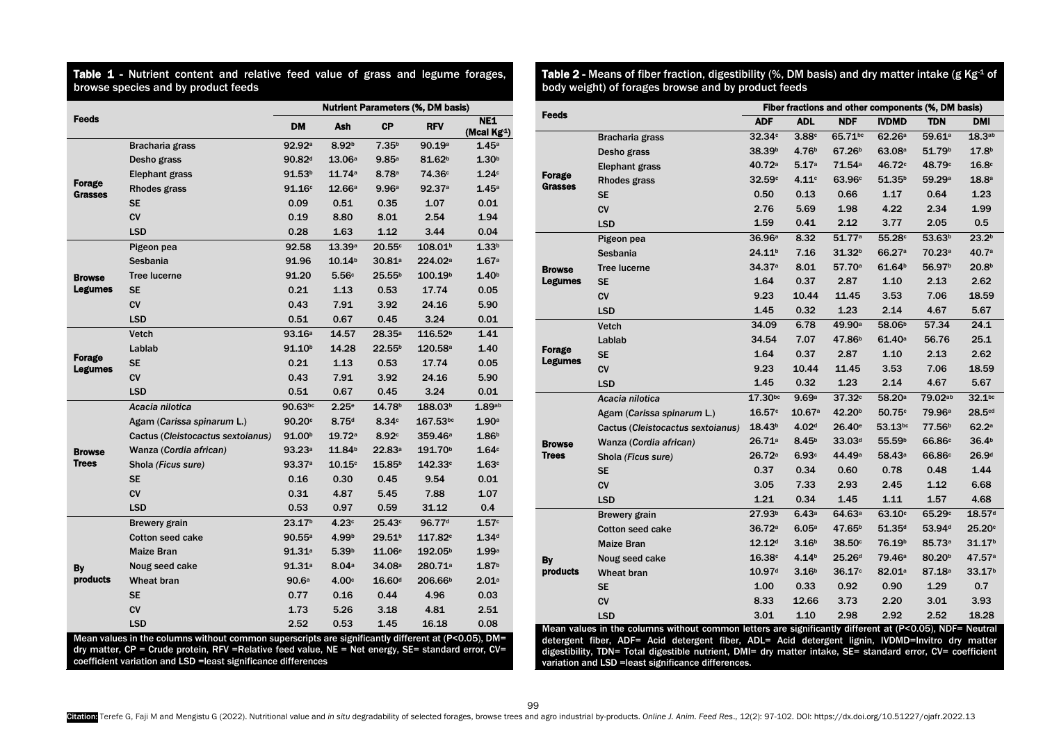**Table 1** - Nutrient content and relative feed value of grass and legume forages, browse species and by product feeds

| Feeds | | Nutrient Parameters (%, DM basis) | | | | |
|---|---|---|---|---|---|---|
| | | DM | Ash | CP | RFV | NE1 (Mcal Kg[-1]) |
| Forage Grasses | Bracharia grass | 92.92[a] | 8.92[b] | 7.35[b] | 90.19[a] | 1.45[a] |
| | Desho grass | 90.82[d] | 13.06[a] | 9.85[a] | 81.62[b] | 1.30[b] |
| | Elephant grass | 91.53[b] | 11.74[a] | 8.78[a] | 74.36[c] | 1.24[c] |
| | Rhodes grass | 91.16[c] | 12.66[a] | 9.96[a] | 92.37[a] | 1.45[a] |
| | SE | 0.09 | 0.51 | 0.35 | 1.07 | 0.01 |
| | CV | 0.19 | 8.80 | 8.01 | 2.54 | 1.94 |
| | LSD | 0.28 | 1.63 | 1.12 | 3.44 | 0.04 |
| Browse Legumes | Pigeon pea | 92.58 | 13.39[a] | 20.55[c] | 108.01[b] | 1.33[b] |
| | Sesbania | 91.96 | 10.14[b] | 30.81[a] | 224.02[a] | 1.67[a] |
| | Tree lucerne | 91.20 | 5.56[c] | 25.55[b] | 100.19[b] | 1.40[b] |
| | SE | 0.21 | 1.13 | 0.53 | 17.74 | 0.05 |
| | CV | 0.43 | 7.91 | 3.92 | 24.16 | 5.90 |
| | LSD | 0.51 | 0.67 | 0.45 | 3.24 | 0.01 |
| Forage Legumes | Vetch | 93.16[a] | 14.57 | 28.35[a] | 116.52[b] | 1.41 |
| | Lablab | 91.10[b] | 14.28 | 22.55[b] | 120.58[a] | 1.40 |
| | SE | 0.21 | 1.13 | 0.53 | 17.74 | 0.05 |
| | CV | 0.43 | 7.91 | 3.92 | 24.16 | 5.90 |
| | LSD | 0.51 | 0.67 | 0.45 | 3.24 | 0.01 |
| Browse Trees | *Acacia nilotica* | 90.63[bc] | 2.25[e] | 14.78[b] | 188.03[b] | 1.89[ab] |
| | Agam (*Carissa spinarum* L.) | 90.20[c] | 8.75[d] | 8.34[c] | 167.53[bc] | 1.90[a] |
| | Cactus (*Cleistocactus sextoianus*) | 91.00[b] | 19.72[a] | 8.92[c] | 359.46[a] | 1.86[b] |
| | Wanza (*Cordia african*) | 93.23[a] | 11.84[b] | 22.83[a] | 191.70[b] | 1.64[c] |
| | Shola (*Ficus sure*) | 93.37[a] | 10.15[c] | 15.85[b] | 142.33[c] | 1.63[c] |
| | SE | 0.16 | 0.30 | 0.45 | 9.54 | 0.01 |
| | CV | 0.31 | 4.87 | 5.45 | 7.88 | 1.07 |
| | LSD | 0.53 | 0.97 | 0.59 | 31.12 | 0.4 |
| By products | Brewery grain | 23.17[b] | 4.23[c] | 25.43[c] | 96.77[d] | 1.57[c] |
| | Cotton seed cake | 90.55[a] | 4.99[b] | 29.51[b] | 117.82[c] | 1.34[d] |
| | Maize Bran | 91.31[a] | 5.39[b] | 11.06[e] | 192.05[b] | 1.99[a] |
| | Noug seed cake | 91.31[a] | 8.04[a] | 34.08[a] | 280.71[a] | 1.87[b] |
| | Wheat bran | 90.6[a] | 4.00[c] | 16.60[d] | 206.66[b] | 2.01[a] |
| | SE | 0.77 | 0.16 | 0.44 | 4.96 | 0.03 |
| | CV | 1.73 | 5.26 | 3.18 | 4.81 | 2.51 |
| | LSD | 2.52 | 0.53 | 1.45 | 16.18 | 0.08 |

Mean values in the columns without common superscripts are significantly different at (P<0.05), DM= dry matter, CP = Crude protein, RFV =Relative feed value, NE = Net energy, SE= standard error, CV= coefficient variation and LSD =least significance differences

**Table 2** - Means of fiber fraction, digestibility (%, DM basis) and dry matter intake (g Kg[-1] of body weight) of forages browse and by product feeds

| Feeds | | Fiber fractions and other components (%, DM basis) | | | | | |
|---|---|---|---|---|---|---|---|
| | | ADF | ADL | NDF | IVDMD | TDN | DMI |
| Forage Grasses | Bracharia grass | 32.34[c] | 3.88[c] | 65.71[bc] | 62.26[a] | 59.61[a] | 18.3[ab] |
| | Desho grass | 38.39[b] | 4.76[b] | 67.26[b] | 63.08[a] | 51.79[b] | 17.8[b] |
| | Elephant grass | 40.72[a] | 5.17[a] | 71.54[a] | 46.72[c] | 48.79[c] | 16.8[c] |
| | Rhodes grass | 32.59[c] | 4.11[c] | 63.96[c] | 51.35[b] | 59.29[a] | 18.8[a] |
| | SE | 0.50 | 0.13 | 0.66 | 1.17 | 0.64 | 1.23 |
| | CV | 2.76 | 5.69 | 1.98 | 4.22 | 2.34 | 1.99 |
| | LSD | 1.59 | 0.41 | 2.12 | 3.77 | 2.05 | 0.5 |
| Browse Legumes | Pigeon pea | 36.96[a] | 8.32 | 51.77[a] | 55.28[c] | 53.63[b] | 23.2[b] |
| | Sesbania | 24.11[b] | 7.16 | 31.32[b] | 66.27[a] | 70.23[a] | 40.7[a] |
| | Tree lucerne | 34.37[a] | 8.01 | 57.70[a] | 61.64[b] | 56.97[b] | 20.8[b] |
| | SE | 1.64 | 0.37 | 2.87 | 1.10 | 2.13 | 2.62 |
| | CV | 9.23 | 10.44 | 11.45 | 3.53 | 7.06 | 18.59 |
| | LSD | 1.45 | 0.32 | 1.23 | 2.14 | 4.67 | 5.67 |
| Forage Legumes | Vetch | 34.09 | 6.78 | 49.90[a] | 58.06[b] | 57.34 | 24.1 |
| | Lablab | 34.54 | 7.07 | 47.86[b] | 61.40[a] | 56.76 | 25.1 |
| | SE | 1.64 | 0.37 | 2.87 | 1.10 | 2.13 | 2.62 |
| | CV | 9.23 | 10.44 | 11.45 | 3.53 | 7.06 | 18.59 |
| | LSD | 1.45 | 0.32 | 1.23 | 2.14 | 4.67 | 5.67 |
| Browse Trees | *Acacia nilotica* | 17.30[bc] | 9.69[a] | 37.32[c] | 58.20[a] | 79.02[ab] | 32.1[bc] |
| | Agam (*Carissa spinarum* L.) | 16.57[c] | 10.67[a] | 42.20[b] | 50.75[c] | 79.96[a] | 28.5[cd] |
| | Cactus (*Cleistocactus sextoianus*) | 18.43[b] | 4.02[d] | 26.40[e] | 53.13[bc] | 77.56[b] | 62.2[a] |
| | Wanza (*Cordia african*) | 26.71[a] | 8.45[b] | 33.03[d] | 55.59[b] | 66.86[c] | 36.4[b] |
| | Shola (*Ficus sure*) | 26.72[a] | 6.93[c] | 44.49[a] | 58.43[a] | 66.86[c] | 26.9[d] |
| | SE | 0.37 | 0.34 | 0.60 | 0.78 | 0.48 | 1.44 |
| | CV | 3.05 | 7.33 | 2.93 | 2.45 | 1.12 | 6.68 |
| | LSD | 1.21 | 0.34 | 1.45 | 1.11 | 1.57 | 4.68 |
| By products | Brewery grain | 27.93[b] | 6.43[a] | 64.63[a] | 63.10[c] | 65.29[c] | 18.57[d] |
| | Cotton seed cake | 36.72[a] | 6.05[a] | 47.65[b] | 51.35[d] | 53.94[d] | 25.20[c] |
| | Maize Bran | 12.12[d] | 3.16[b] | 38.50[c] | 76.19[b] | 85.73[a] | 31.17[b] |
| | Noug seed cake | 16.38[c] | 4.14[b] | 25.26[d] | 79.46[a] | 80.20[b] | 47.57[a] |
| | Wheat bran | 10.97[d] | 3.16[b] | 36.17[c] | 82.01[a] | 87.18[a] | 33.17[b] |
| | SE | 1.00 | 0.33 | 0.92 | 0.90 | 1.29 | 0.7 |
| | CV | 8.33 | 12.66 | 3.73 | 2.20 | 3.01 | 3.93 |
| | LSD | 3.01 | 1.10 | 2.98 | 2.92 | 2.52 | 18.28 |

Mean values in the columns without common letters are significantly different at (P<0.05), NDF= Neutral detergent fiber, ADF= Acid detergent fiber, ADL= Acid detergent lignin, IVDMD=Invitro dry matter digestibility, TDN= Total digestible nutrient, DMI= dry matter intake, SE= standard error, CV= coefficient variation and LSD =least significance differences.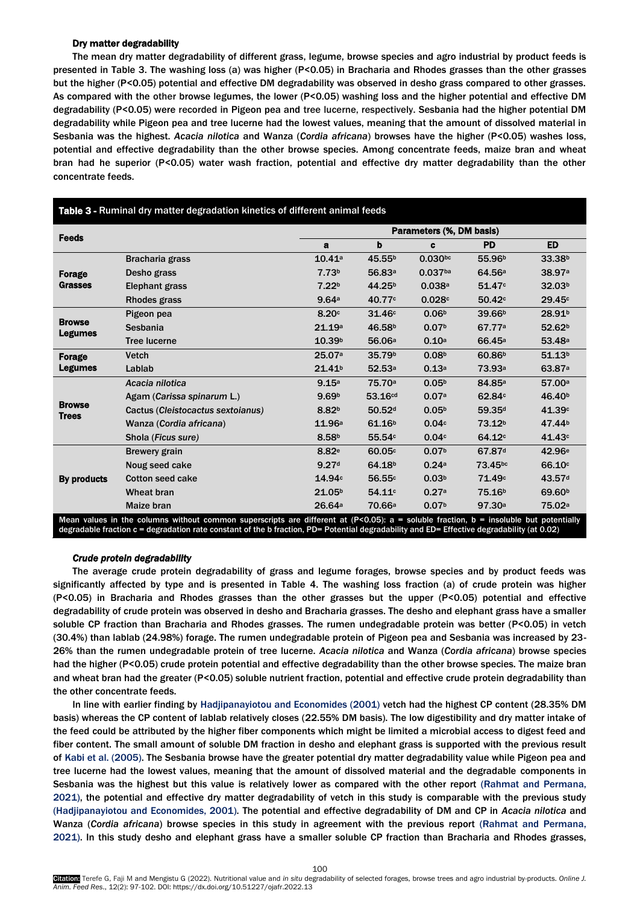### Dry matter degradability

The mean dry matter degradability of different grass, legume, browse species and agro industrial by product feeds is presented in Table 3. The washing loss (a) was higher (P<0.05) in Bracharia and Rhodes grasses than the other grasses but the higher (P<0.05) potential and effective DM degradability was observed in desho grass compared to other grasses. As compared with the other browse legumes, the lower (P<0.05) washing loss and the higher potential and effective DM degradability (P<0.05) were recorded in Pigeon pea and tree lucerne, respectively. Sesbania had the higher potential DM degradability while Pigeon pea and tree lucerne had the lowest values, meaning that the amount of dissolved material in Sesbania was the highest. *Acacia nilotica* and Wanza (*Cordia africana*) browses have the higher (P<0.05) washes loss, potential and effective degradability than the other browse species. Among concentrate feeds, maize bran and wheat bran had he superior (P<0.05) water wash fraction, potential and effective dry matter degradability than the other concentrate feeds.

**Table 3 -** Ruminal dry matter degradation kinetics of different animal feeds

| Feeds | | Parameters (%, DM basis) | | | | |
|---|---|---|---|---|---|---|
| | | a | b | c | PD | ED |
| Forage Grasses | Bracharia grass | 10.41$^{a}$ | 45.55$^{b}$ | 0.030$^{bc}$ | 55.96$^{b}$ | 33.38$^{b}$ |
| | Desho grass | 7.73$^{b}$ | 56.83$^{a}$ | 0.037$^{ba}$ | 64.56$^{a}$ | 38.97$^{a}$ |
| | Elephant grass | 7.22$^{b}$ | 44.25$^{b}$ | 0.038$^{a}$ | 51.47$^{c}$ | 32.03$^{b}$ |
| | Rhodes grass | 9.64$^{a}$ | 40.77$^{c}$ | 0.028$^{c}$ | 50.42$^{c}$ | 29.45$^{c}$ |
| Browse Legumes | Pigeon pea | 8.20$^{c}$ | 31.46$^{c}$ | 0.06$^{b}$ | 39.66$^{b}$ | 28.91$^{b}$ |
| | Sesbania | 21.19$^{a}$ | 46.58$^{b}$ | 0.07$^{b}$ | 67.77$^{a}$ | 52.62$^{b}$ |
| | Tree lucerne | 10.39$^{b}$ | 56.06$^{a}$ | 0.10$^{a}$ | 66.45$^{a}$ | 53.48$^{a}$ |
| Forage Legumes | Vetch | 25.07$^{a}$ | 35.79$^{b}$ | 0.08$^{b}$ | 60.86$^{b}$ | 51.13$^{b}$ |
| | Lablab | 21.41$^{b}$ | 52.53$^{a}$ | 0.13$^{a}$ | 73.93$^{a}$ | 63.87$^{a}$ |
| Browse Trees | *Acacia nilotica* | 9.15$^{a}$ | 75.70$^{a}$ | 0.05$^{b}$ | 84.85$^{a}$ | 57.00$^{a}$ |
| | Agam (*Carissa spinarum* L.) | 9.69$^{b}$ | 53.16$^{cd}$ | 0.07$^{a}$ | 62.84$^{c}$ | 46.40$^{b}$ |
| | Cactus (*Cleistocactus sextoianus*) | 8.82$^{b}$ | 50.52$^{d}$ | 0.05$^{b}$ | 59.35$^{d}$ | 41.39$^{c}$ |
| | Wanza (*Cordia africana*) | 11.96$^{a}$ | 61.16$^{b}$ | 0.04$^{c}$ | 73.12$^{b}$ | 47.44$^{b}$ |
| | Shola (*Ficus sure*) | 8.58$^{b}$ | 55.54$^{c}$ | 0.04$^{c}$ | 64.12$^{c}$ | 41.43$^{c}$ |
| By products | Brewery grain | 8.82$^{e}$ | 60.05$^{c}$ | 0.07$^{b}$ | 67.87$^{d}$ | 42.96$^{e}$ |
| | Noug seed cake | 9.27$^{d}$ | 64.18$^{b}$ | 0.24$^{a}$ | 73.45$^{bc}$ | 66.10$^{c}$ |
| | Cotton seed cake | 14.94$^{c}$ | 56.55$^{c}$ | 0.03$^{b}$ | 71.49$^{c}$ | 43.57$^{d}$ |
| | Wheat bran | 21.05$^{b}$ | 54.11$^{c}$ | 0.27$^{a}$ | 75.16$^{b}$ | 69.60$^{b}$ |
| | Maize bran | 26.64$^{a}$ | 70.66$^{a}$ | 0.07$^{b}$ | 97.30$^{a}$ | 75.02$^{a}$ |

Mean values in the columns without common superscripts are different at (P<0.05): a = soluble fraction, b = insoluble but potentially degradable fraction c = degradation rate constant of the b fraction, PD= Potential degradability and ED= Effective degradability (at 0.02)

### *Crude protein degradability*

The average crude protein degradability of grass and legume forages, browse species and by product feeds was significantly affected by type and is presented in Table 4. The washing loss fraction (a) of crude protein was higher (P<0.05) in Bracharia and Rhodes grasses than the other grasses but the upper (P<0.05) potential and effective degradability of crude protein was observed in desho and Bracharia grasses. The desho and elephant grass have a smaller soluble CP fraction than Bracharia and Rhodes grasses. The rumen undegradable protein was better (P<0.05) in vetch (30.4%) than lablab (24.98%) forage. The rumen undegradable protein of Pigeon pea and Sesbania was increased by 23-26% than the rumen undegradable protein of tree lucerne. *Acacia nilotica* and Wanza (*Cordia africana*) browse species had the higher (P<0.05) crude protein potential and effective degradability than the other browse species. The maize bran and wheat bran had the greater (P<0.05) soluble nutrient fraction, potential and effective crude protein degradability than the other concentrate feeds.

In line with earlier finding by Hadjipanayiotou and Economides (2001) vetch had the highest CP content (28.35% DM basis) whereas the CP content of lablab relatively closes (22.55% DM basis). The low digestibility and dry matter intake of the feed could be attributed by the higher fiber components which might be limited a microbial access to digest feed and fiber content. The small amount of soluble DM fraction in desho and elephant grass is supported with the previous result of Kabi et al. (2005). The Sesbania browse have the greater potential dry matter degradability value while Pigeon pea and tree lucerne had the lowest values, meaning that the amount of dissolved material and the degradable components in Sesbania was the highest but this value is relatively lower as compared with the other report (Rahmat and Permana, 2021), the potential and effective dry matter degradability of vetch in this study is comparable with the previous study (Hadjipanayiotou and Economides, 2001). The potential and effective degradability of DM and CP in *Acacia nilotica* and Wanza (*Cordia africana*) browse species in this study in agreement with the previous report (Rahmat and Permana, 2021). In this study desho and elephant grass have a smaller soluble CP fraction than Bracharia and Rhodes grasses,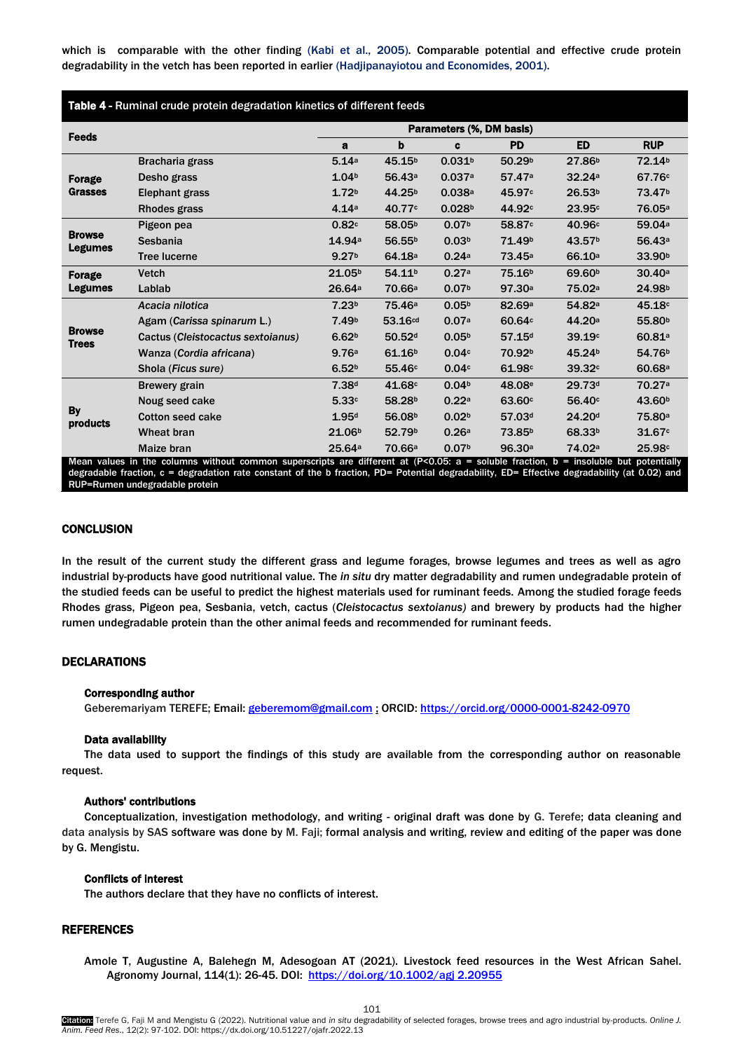which is comparable with the other finding (Kabi et al., 2005). Comparable potential and effective crude protein degradability in the vetch has been reported in earlier (Hadjipanayiotou and Economides, 2001).

**Table 4** - Ruminal crude protein degradation kinetics of different feeds

| Feeds | | Parameters (%, DM basis) | | | | | |
|---|---|---|---|---|---|---|---|
| | | a | b | c | PD | ED | RUP |
| Forage Grasses | Bracharia grass | 5.14[a] | 45.15[b] | 0.031[b] | 50.29[b] | 27.86[b] | 72.14[b] |
| | Desho grass | 1.04[b] | 56.43[a] | 0.037[a] | 57.47[a] | 32.24[a] | 67.76[c] |
| | Elephant grass | 1.72[b] | 44.25[b] | 0.038[a] | 45.97[c] | 26.53[b] | 73.47[b] |
| | Rhodes grass | 4.14[a] | 40.77[c] | 0.028[b] | 44.92[c] | 23.95[c] | 76.05[a] |
| Browse Legumes | Pigeon pea | 0.82[c] | 58.05[b] | 0.07[b] | 58.87[c] | 40.96[c] | 59.04[a] |
| | Sesbania | 14.94[a] | 56.55[b] | 0.03[b] | 71.49[b] | 43.57[b] | 56.43[a] |
| | Tree lucerne | 9.27[b] | 64.18[a] | 0.24[a] | 73.45[a] | 66.10[a] | 33.90[b] |
| Forage Legumes | Vetch | 21.05[b] | 54.11[b] | 0.27[a] | 75.16[b] | 69.60[b] | 30.40[a] |
| | Lablab | 26.64[a] | 70.66[a] | 0.07[b] | 97.30[a] | 75.02[a] | 24.98[b] |
| Browse Trees | *Acacia nilotica* | 7.23[b] | 75.46[a] | 0.05[b] | 82.69[a] | 54.82[a] | 45.18[c] |
| | Agam (*Carissa spinarum* L.) | 7.49[b] | 53.16[cd] | 0.07[a] | 60.64[c] | 44.20[a] | 55.80[b] |
| | Cactus (*Cleistocactus sextoianus*) | 6.62[b] | 50.52[d] | 0.05[b] | 57.15[d] | 39.19[c] | 60.81[a] |
| | Wanza (*Cordia africana*) | 9.76[a] | 61.16[b] | 0.04[c] | 70.92[b] | 45.24[b] | 54.76[b] |
| | Shola (*Ficus sure*) | 6.52[b] | 55.46[c] | 0.04[c] | 61.98[c] | 39.32[c] | 60.68[a] |
| By products | Brewery grain | 7.38[d] | 41.68[c] | 0.04[b] | 48.08[e] | 29.73[d] | 70.27[a] |
| | Noug seed cake | 5.33[c] | 58.28[b] | 0.22[a] | 63.60[c] | 56.40[c] | 43.60[b] |
| | Cotton seed cake | 1.95[d] | 56.08[b] | 0.02[b] | 57.03[d] | 24.20[d] | 75.80[a] |
| | Wheat bran | 21.06[b] | 52.79[b] | 0.26[a] | 73.85[b] | 68.33[b] | 31.67[c] |
| | Maize bran | 25.64[a] | 70.66[a] | 0.07[b] | 96.30[a] | 74.02[a] | 25.98[c] |

Mean values in the columns without common superscripts are different at ($P<0.05$: a = soluble fraction, b = insoluble but potentially degradable fraction, c = degradation rate constant of the b fraction, PD= Potential degradability, ED= Effective degradability (at 0.02) and RUP=Rumen undegradable protein

## CONCLUSION

In the result of the current study the different grass and legume forages, browse legumes and trees as well as agro industrial by-products have good nutritional value. The *in situ* dry matter degradability and rumen undegradable protein of the studied feeds can be useful to predict the highest materials used for ruminant feeds. Among the studied forage feeds Rhodes grass, Pigeon pea, Sesbania, vetch, cactus (*Cleistocactus sextoianus)* and brewery by products had the higher rumen undegradable protein than the other animal feeds and recommended for ruminant feeds.

## DECLARATIONS

### Corresponding author

Geberemariyam TEREFE; Email: geberemom@gmail.com ; ORCID: https://orcid.org/0000-0001-8242-0970

### Data availability

The data used to support the findings of this study are available from the corresponding author on reasonable request.

### Authors' contributions

Conceptualization, investigation methodology, and writing - original draft was done by G. Terefe; data cleaning and data analysis by SAS software was done by M. Faji; formal analysis and writing, review and editing of the paper was done by G. Mengistu.

### Conflicts of interest

The authors declare that they have no conflicts of interest.

## REFERENCES

Amole T, Augustine A, Balehegn M, Adesogoan AT (2021). Livestock feed resources in the West African Sahel. Agronomy Journal, 114(1): 26-45. DOI: https://doi.org/10.1002/agj 2.20955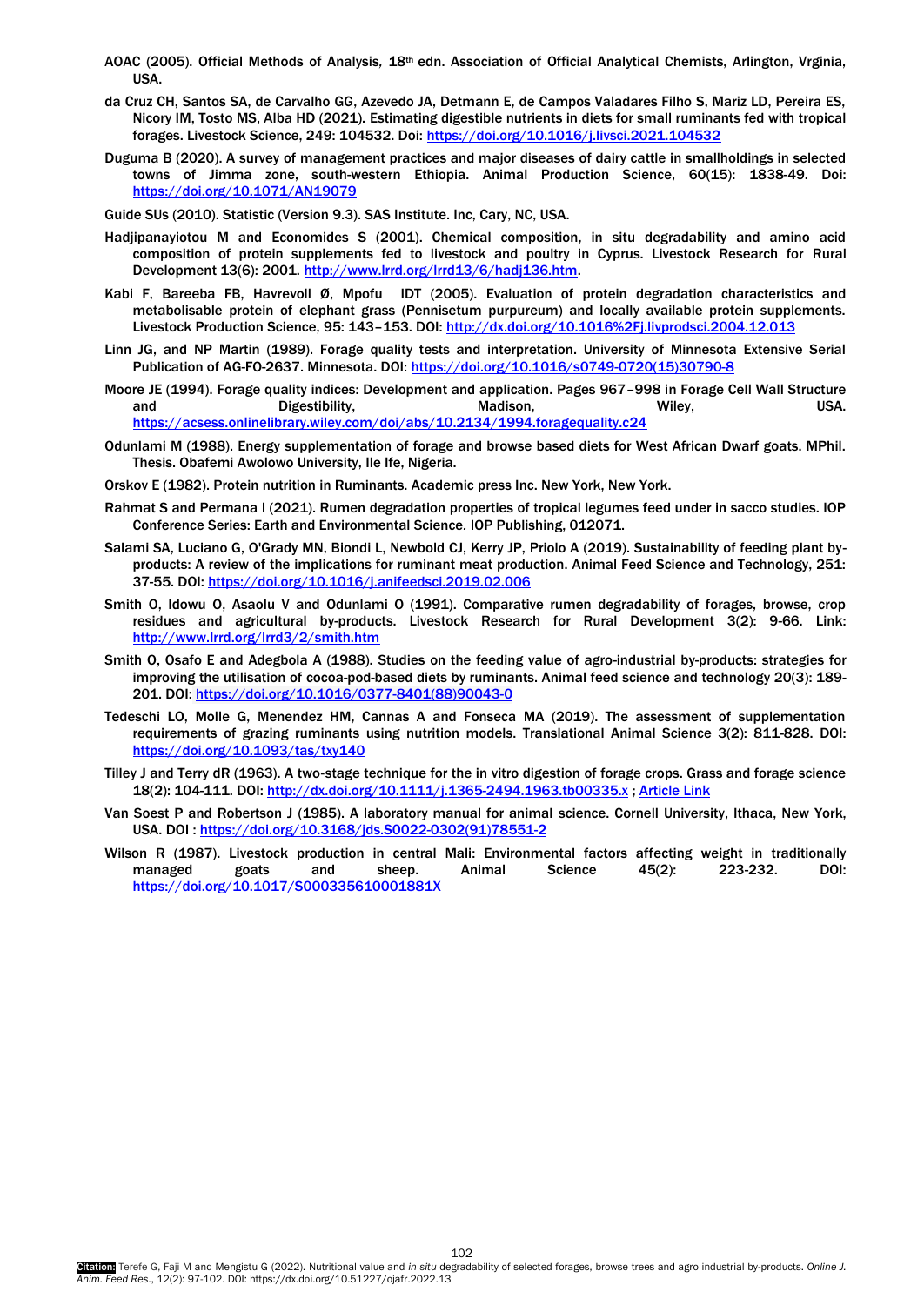AOAC (2005). Official Methods of Analysis, 18th edn. Association of Official Analytical Chemists, Arlington, Vrginia, USA.

da Cruz CH, Santos SA, de Carvalho GG, Azevedo JA, Detmann E, de Campos Valadares Filho S, Mariz LD, Pereira ES, Nicory IM, Tosto MS, Alba HD (2021). Estimating digestible nutrients in diets for small ruminants fed with tropical forages. Livestock Science, 249: 104532. Doi: https://doi.org/10.1016/j.livsci.2021.104532

Duguma B (2020). A survey of management practices and major diseases of dairy cattle in smallholdings in selected towns of Jimma zone, south-western Ethiopia. Animal Production Science, 60(15): 1838-49. Doi: https://doi.org/10.1071/AN19079

Guide SUs (2010). Statistic (Version 9.3). SAS Institute. Inc, Cary, NC, USA.

Hadjipanayiotou M and Economides S (2001). Chemical composition, in situ degradability and amino acid composition of protein supplements fed to livestock and poultry in Cyprus. Livestock Research for Rural Development 13(6): 2001. http://www.lrrd.org/lrrd13/6/hadj136.htm.

Kabi F, Bareeba FB, Havrevoll Ø, Mpofu IDT (2005). Evaluation of protein degradation characteristics and metabolisable protein of elephant grass (Pennisetum purpureum) and locally available protein supplements. Livestock Production Science, 95: 143–153. DOI: http://dx.doi.org/10.1016%2Fj.livprodsci.2004.12.013

Linn JG, and NP Martin (1989). Forage quality tests and interpretation. University of Minnesota Extensive Serial Publication of AG-FO-2637. Minnesota. DOI: https://doi.org/10.1016/s0749-0720(15)30790-8

Moore JE (1994). Forage quality indices: Development and application. Pages 967–998 in Forage Cell Wall Structure and Digestibility, Madison, Wiley, USA. https://acsess.onlinelibrary.wiley.com/doi/abs/10.2134/1994.foragequality.c24

Odunlami M (1988). Energy supplementation of forage and browse based diets for West African Dwarf goats. MPhil. Thesis. Obafemi Awolowo University, Ile Ife, Nigeria.

Orskov E (1982). Protein nutrition in Ruminants. Academic press Inc. New York, New York.

Rahmat S and Permana I (2021). Rumen degradation properties of tropical legumes feed under in sacco studies. IOP Conference Series: Earth and Environmental Science. IOP Publishing, 012071.

Salami SA, Luciano G, O'Grady MN, Biondi L, Newbold CJ, Kerry JP, Priolo A (2019). Sustainability of feeding plant by-products: A review of the implications for ruminant meat production. Animal Feed Science and Technology, 251: 37-55. DOI: https://doi.org/10.1016/j.anifeedsci.2019.02.006

Smith O, Idowu O, Asaolu V and Odunlami O (1991). Comparative rumen degradability of forages, browse, crop residues and agricultural by-products. Livestock Research for Rural Development 3(2): 9-66. Link: http://www.lrrd.org/lrrd3/2/smith.htm

Smith O, Osafo E and Adegbola A (1988). Studies on the feeding value of agro-industrial by-products: strategies for improving the utilisation of cocoa-pod-based diets by ruminants. Animal feed science and technology 20(3): 189-201. DOI: https://doi.org/10.1016/0377-8401(88)90043-0

Tedeschi LO, Molle G, Menendez HM, Cannas A and Fonseca MA (2019). The assessment of supplementation requirements of grazing ruminants using nutrition models. Translational Animal Science 3(2): 811-828. DOI: https://doi.org/10.1093/tas/txy140

Tilley J and Terry dR (1963). A two-stage technique for the in vitro digestion of forage crops. Grass and forage science 18(2): 104-111. DOI: http://dx.doi.org/10.1111/j.1365-2494.1963.tb00335.x ; Article Link

Van Soest P and Robertson J (1985). A laboratory manual for animal science. Cornell University, Ithaca, New York, USA. DOI : https://doi.org/10.3168/jds.S0022-0302(91)78551-2

Wilson R (1987). Livestock production in central Mali: Environmental factors affecting weight in traditionally managed goats and sheep. Animal Science 45(2): 223-232. DOI: https://doi.org/10.1017/S000335610001881X